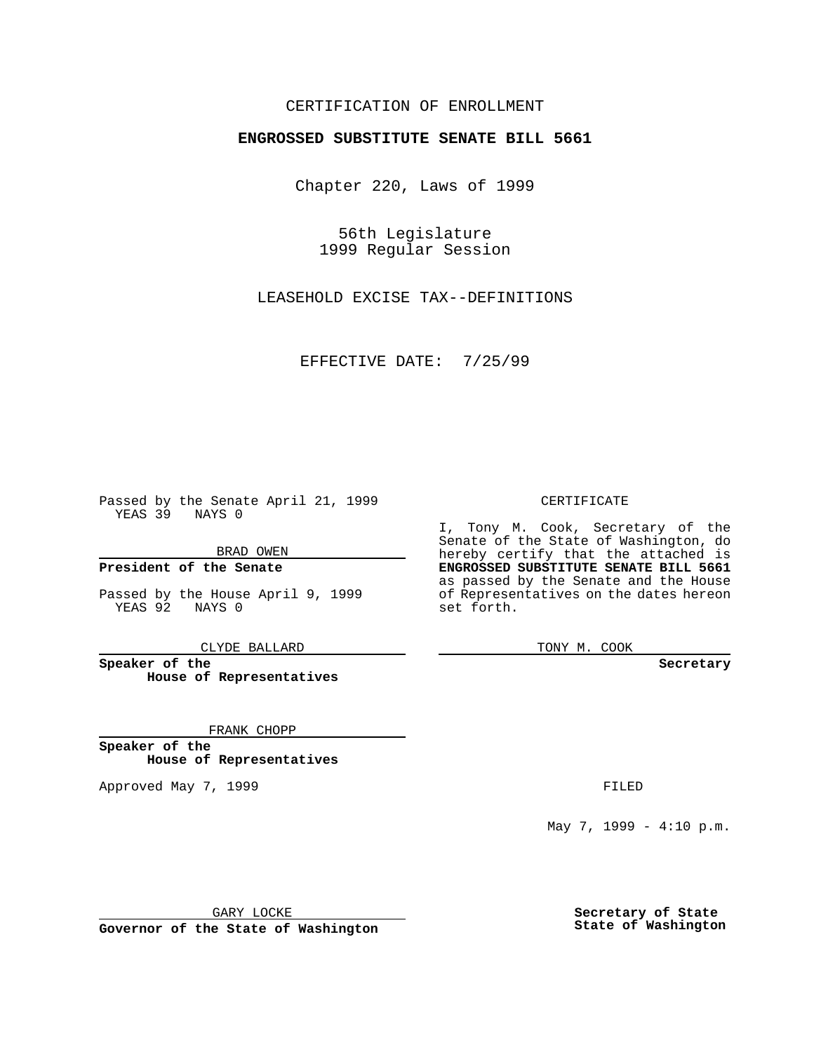CERTIFICATION OF ENROLLMENT

**ENGROSSED SUBSTITUTE SENATE BILL 5661**

Chapter 220, Laws of 1999

56th Legislature
1999 Regular Session

LEASEHOLD EXCISE TAX--DEFINITIONS

EFFECTIVE DATE: 7/25/99

Passed by the Senate April 21, 1999
YEAS 39 NAYS 0

BRAD OWEN

**President of the Senate**

Passed by the House April 9, 1999
YEAS 92 NAYS 0

CLYDE BALLARD

**Speaker of the House of Representatives**

FRANK CHOPP

**Speaker of the House of Representatives**

Approved May 7, 1999

GARY LOCKE

**Governor of the State of Washington**

CERTIFICATE

I, Tony M. Cook, Secretary of the Senate of the State of Washington, do hereby certify that the attached is **ENGROSSED SUBSTITUTE SENATE BILL 5661** as passed by the Senate and the House of Representatives on the dates hereon set forth.

TONY M. COOK

**Secretary**

FILED

May 7, 1999 - 4:10 p.m.

**Secretary of State**
**State of Washington**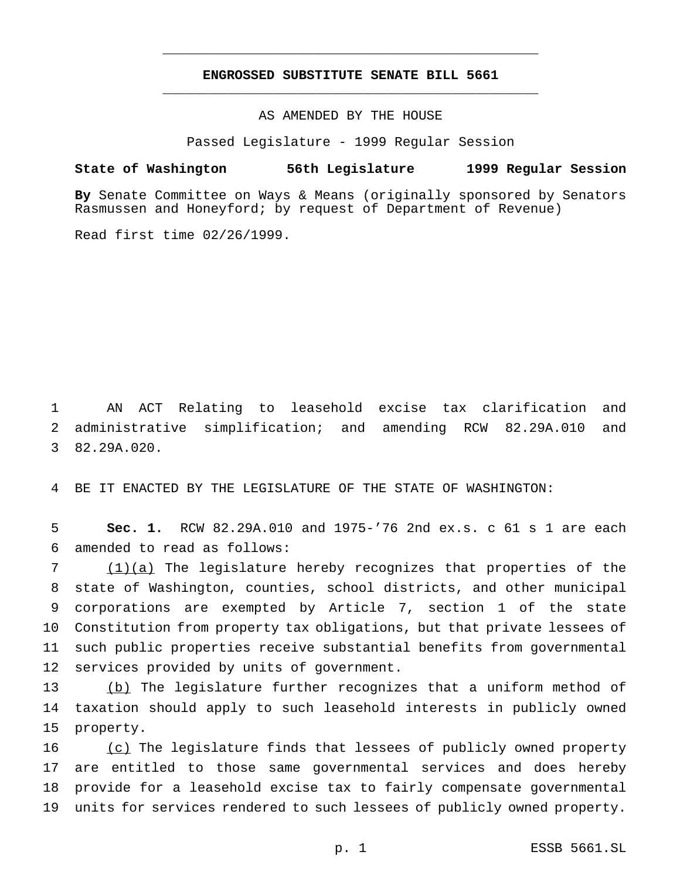# ENGROSSED SUBSTITUTE SENATE BILL 5661

AS AMENDED BY THE HOUSE

Passed Legislature - 1999 Regular Session

**State of Washington 56th Legislature 1999 Regular Session**

**By** Senate Committee on Ways & Means (originally sponsored by Senators Rasmussen and Honeyford; by request of Department of Revenue)

Read first time 02/26/1999.

AN ACT Relating to leasehold excise tax clarification and administrative simplification; and amending RCW 82.29A.010 and 82.29A.020.

BE IT ENACTED BY THE LEGISLATURE OF THE STATE OF WASHINGTON:

**Sec. 1.** RCW 82.29A.010 and 1975-'76 2nd ex.s. c 61 s 1 are each amended to read as follows:

(1)(a) The legislature hereby recognizes that properties of the state of Washington, counties, school districts, and other municipal corporations are exempted by Article 7, section 1 of the state Constitution from property tax obligations, but that private lessees of such public properties receive substantial benefits from governmental services provided by units of government.

(b) The legislature further recognizes that a uniform method of taxation should apply to such leasehold interests in publicly owned property.

(c) The legislature finds that lessees of publicly owned property are entitled to those same governmental services and does hereby provide for a leasehold excise tax to fairly compensate governmental units for services rendered to such lessees of publicly owned property.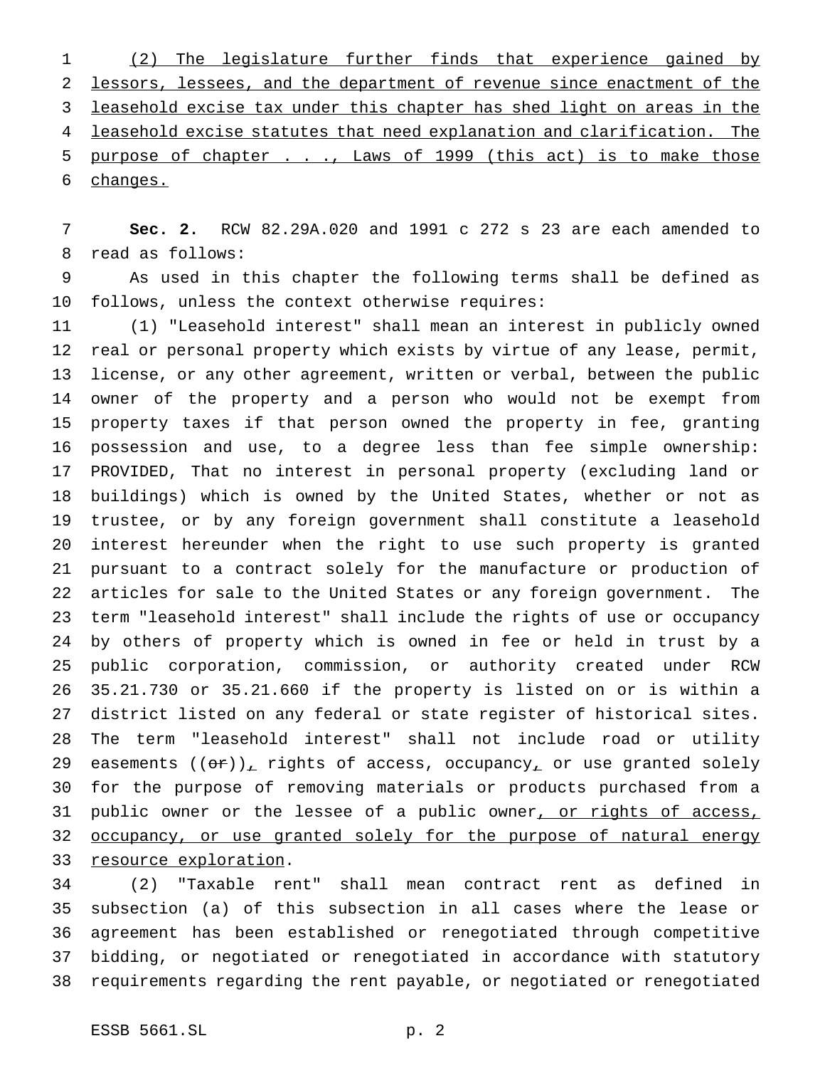(2) The legislature further finds that experience gained by lessors, lessees, and the department of revenue since enactment of the leasehold excise tax under this chapter has shed light on areas in the leasehold excise statutes that need explanation and clarification. The purpose of chapter . . ., Laws of 1999 (this act) is to make those changes.

**Sec. 2.** RCW 82.29A.020 and 1991 c 272 s 23 are each amended to read as follows:

As used in this chapter the following terms shall be defined as follows, unless the context otherwise requires:

(1) "Leasehold interest" shall mean an interest in publicly owned real or personal property which exists by virtue of any lease, permit, license, or any other agreement, written or verbal, between the public owner of the property and a person who would not be exempt from property taxes if that person owned the property in fee, granting possession and use, to a degree less than fee simple ownership: PROVIDED, That no interest in personal property (excluding land or buildings) which is owned by the United States, whether or not as trustee, or by any foreign government shall constitute a leasehold interest hereunder when the right to use such property is granted pursuant to a contract solely for the manufacture or production of articles for sale to the United States or any foreign government. The term "leasehold interest" shall include the rights of use or occupancy by others of property which is owned in fee or held in trust by a public corporation, commission, or authority created under RCW 35.21.730 or 35.21.660 if the property is listed on or is within a district listed on any federal or state register of historical sites. The term "leasehold interest" shall not include road or utility easements ((~~or~~)), rights of access, occupancy, or use granted solely for the purpose of removing materials or products purchased from a public owner or the lessee of a public owner, or rights of access, occupancy, or use granted solely for the purpose of natural energy resource exploration.

(2) "Taxable rent" shall mean contract rent as defined in subsection (a) of this subsection in all cases where the lease or agreement has been established or renegotiated through competitive bidding, or negotiated or renegotiated in accordance with statutory requirements regarding the rent payable, or negotiated or renegotiated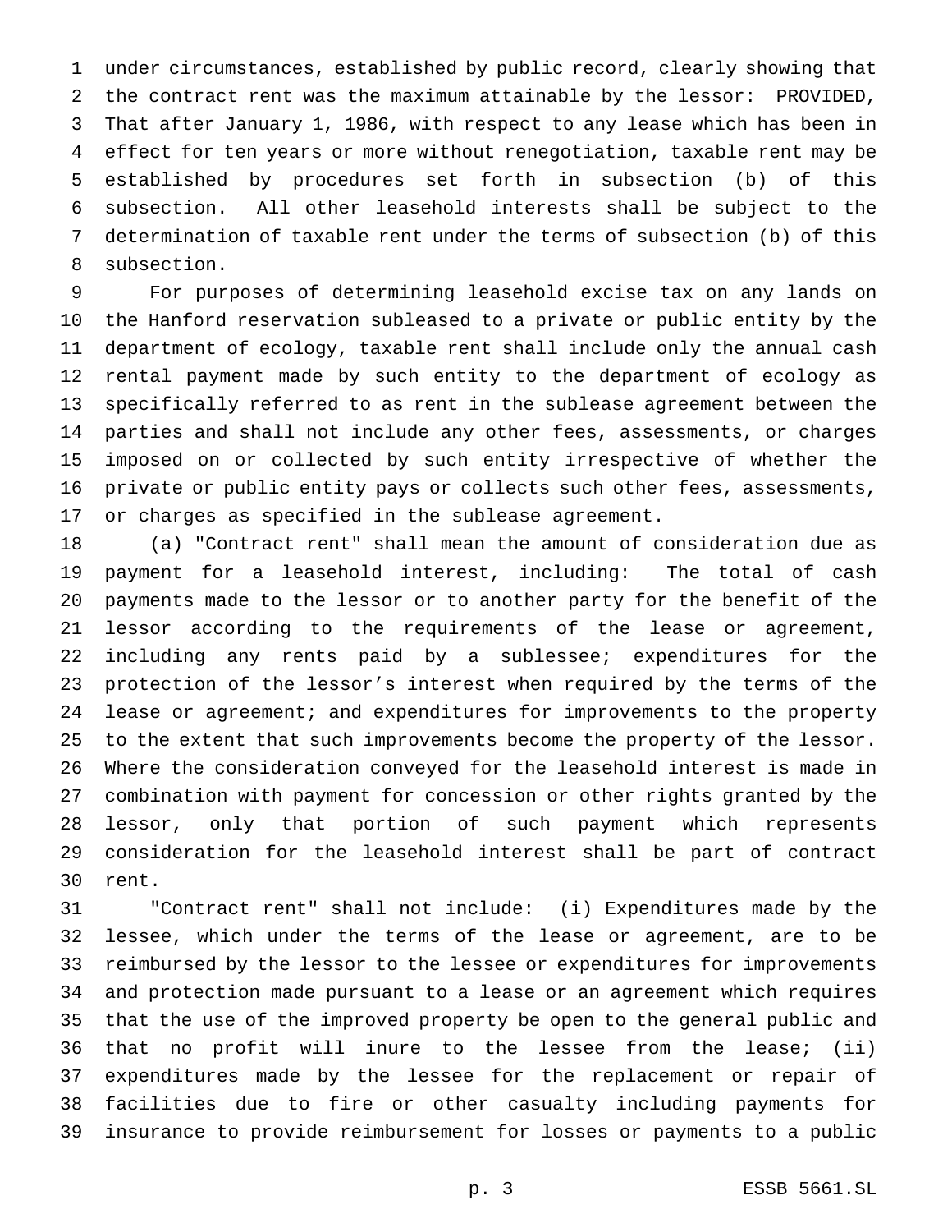under circumstances, established by public record, clearly showing that the contract rent was the maximum attainable by the lessor: PROVIDED, That after January 1, 1986, with respect to any lease which has been in effect for ten years or more without renegotiation, taxable rent may be established by procedures set forth in subsection (b) of this subsection. All other leasehold interests shall be subject to the determination of taxable rent under the terms of subsection (b) of this subsection.

For purposes of determining leasehold excise tax on any lands on the Hanford reservation subleased to a private or public entity by the department of ecology, taxable rent shall include only the annual cash rental payment made by such entity to the department of ecology as specifically referred to as rent in the sublease agreement between the parties and shall not include any other fees, assessments, or charges imposed on or collected by such entity irrespective of whether the private or public entity pays or collects such other fees, assessments, or charges as specified in the sublease agreement.

(a) "Contract rent" shall mean the amount of consideration due as payment for a leasehold interest, including: The total of cash payments made to the lessor or to another party for the benefit of the lessor according to the requirements of the lease or agreement, including any rents paid by a sublessee; expenditures for the protection of the lessor's interest when required by the terms of the lease or agreement; and expenditures for improvements to the property to the extent that such improvements become the property of the lessor. Where the consideration conveyed for the leasehold interest is made in combination with payment for concession or other rights granted by the lessor, only that portion of such payment which represents consideration for the leasehold interest shall be part of contract rent.

"Contract rent" shall not include: (i) Expenditures made by the lessee, which under the terms of the lease or agreement, are to be reimbursed by the lessor to the lessee or expenditures for improvements and protection made pursuant to a lease or an agreement which requires that the use of the improved property be open to the general public and that no profit will inure to the lessee from the lease; (ii) expenditures made by the lessee for the replacement or repair of facilities due to fire or other casualty including payments for insurance to provide reimbursement for losses or payments to a public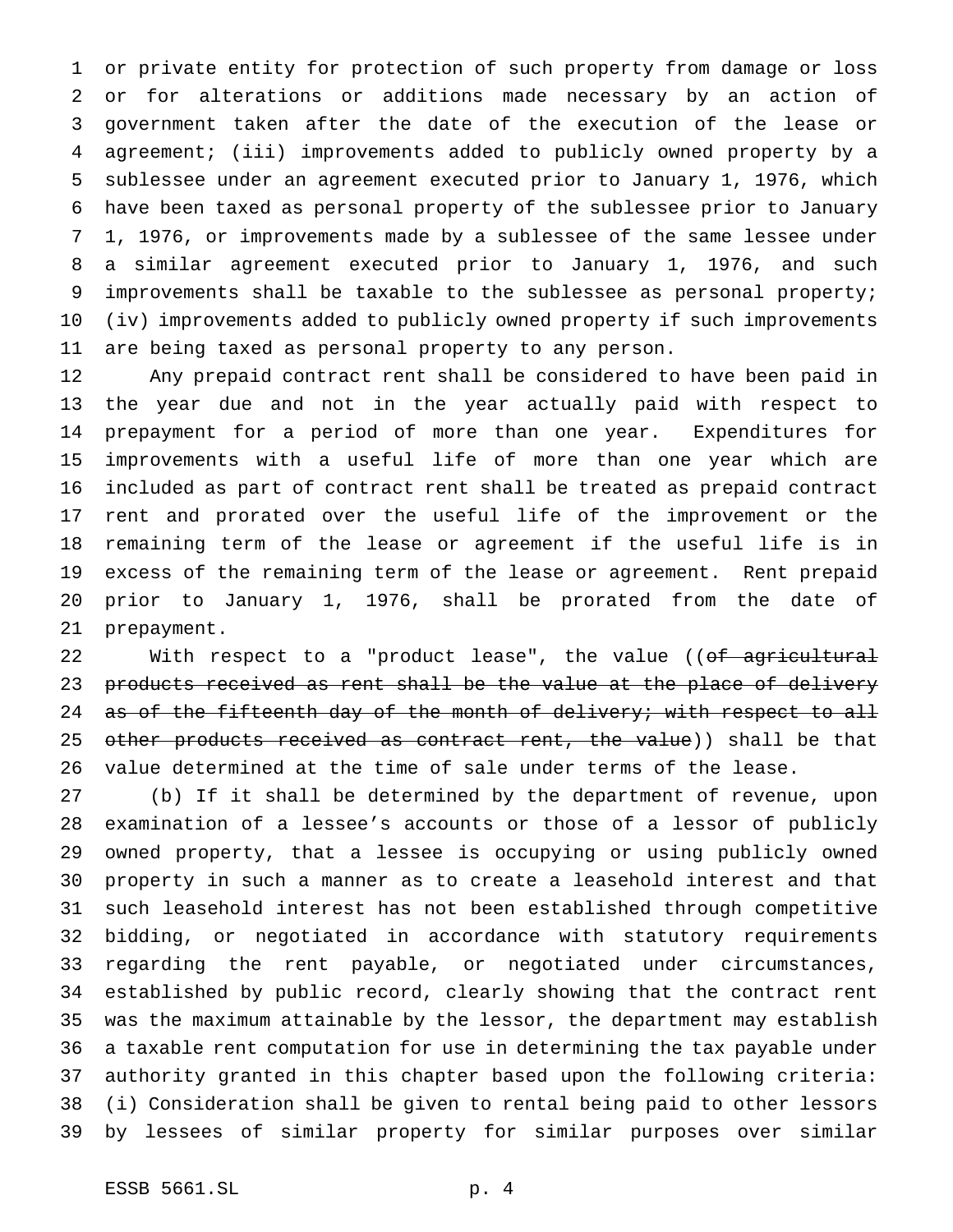or private entity for protection of such property from damage or loss or for alterations or additions made necessary by an action of government taken after the date of the execution of the lease or agreement; (iii) improvements added to publicly owned property by a sublessee under an agreement executed prior to January 1, 1976, which have been taxed as personal property of the sublessee prior to January 1, 1976, or improvements made by a sublessee of the same lessee under a similar agreement executed prior to January 1, 1976, and such improvements shall be taxable to the sublessee as personal property; (iv) improvements added to publicly owned property if such improvements are being taxed as personal property to any person.

Any prepaid contract rent shall be considered to have been paid in the year due and not in the year actually paid with respect to prepayment for a period of more than one year. Expenditures for improvements with a useful life of more than one year which are included as part of contract rent shall be treated as prepaid contract rent and prorated over the useful life of the improvement or the remaining term of the lease or agreement if the useful life is in excess of the remaining term of the lease or agreement. Rent prepaid prior to January 1, 1976, shall be prorated from the date of prepayment.

With respect to a "product lease", the value ((~~of agricultural products received as rent shall be the value at the place of delivery as of the fifteenth day of the month of delivery; with respect to all other products received as contract rent, the value~~)) shall be that value determined at the time of sale under terms of the lease.

(b) If it shall be determined by the department of revenue, upon examination of a lessee's accounts or those of a lessor of publicly owned property, that a lessee is occupying or using publicly owned property in such a manner as to create a leasehold interest and that such leasehold interest has not been established through competitive bidding, or negotiated in accordance with statutory requirements regarding the rent payable, or negotiated under circumstances, established by public record, clearly showing that the contract rent was the maximum attainable by the lessor, the department may establish a taxable rent computation for use in determining the tax payable under authority granted in this chapter based upon the following criteria: (i) Consideration shall be given to rental being paid to other lessors by lessees of similar property for similar purposes over similar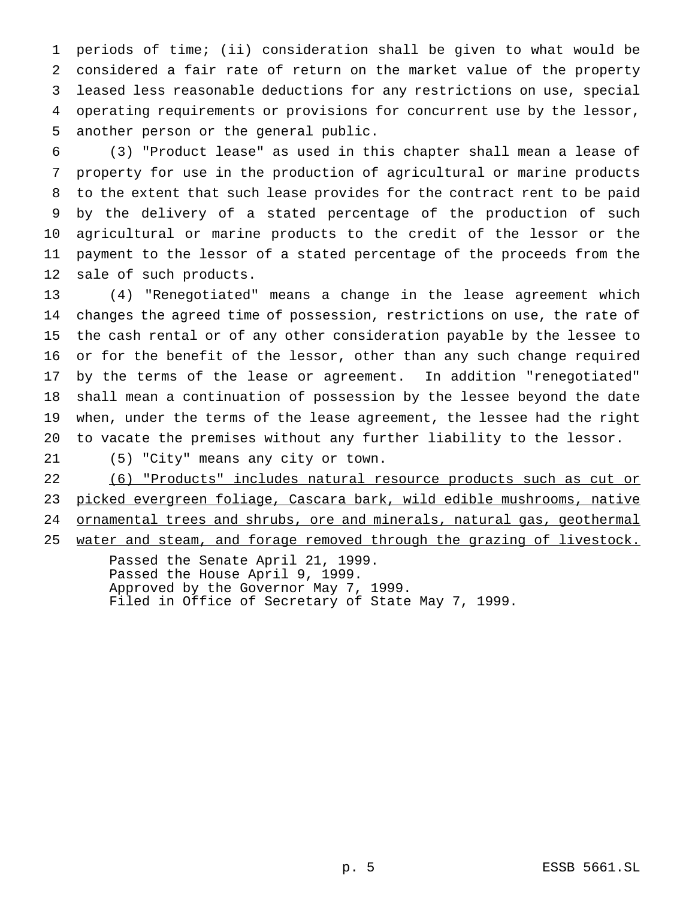periods of time; (ii) consideration shall be given to what would be considered a fair rate of return on the market value of the property leased less reasonable deductions for any restrictions on use, special operating requirements or provisions for concurrent use by the lessor, another person or the general public.

(3) "Product lease" as used in this chapter shall mean a lease of property for use in the production of agricultural or marine products to the extent that such lease provides for the contract rent to be paid by the delivery of a stated percentage of the production of such agricultural or marine products to the credit of the lessor or the payment to the lessor of a stated percentage of the proceeds from the sale of such products.

(4) "Renegotiated" means a change in the lease agreement which changes the agreed time of possession, restrictions on use, the rate of the cash rental or of any other consideration payable by the lessee to or for the benefit of the lessor, other than any such change required by the terms of the lease or agreement. In addition "renegotiated" shall mean a continuation of possession by the lessee beyond the date when, under the terms of the lease agreement, the lessee had the right to vacate the premises without any further liability to the lessor.

(5) "City" means any city or town.

(6) "Products" includes natural resource products such as cut or picked evergreen foliage, Cascara bark, wild edible mushrooms, native ornamental trees and shrubs, ore and minerals, natural gas, geothermal water and steam, and forage removed through the grazing of livestock.

Passed the Senate April 21, 1999.
Passed the House April 9, 1999.
Approved by the Governor May 7, 1999.
Filed in Office of Secretary of State May 7, 1999.